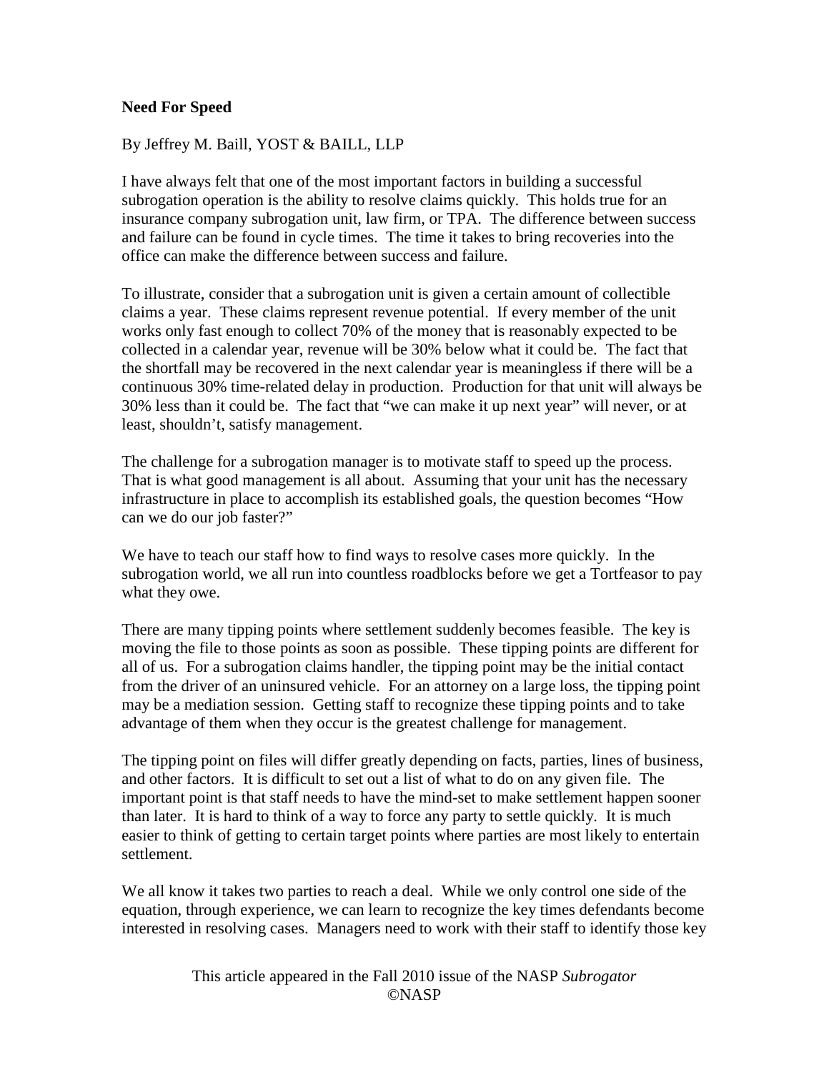**Need For Speed**

By Jeffrey M. Baill, YOST & BAILL, LLP

I have always felt that one of the most important factors in building a successful subrogation operation is the ability to resolve claims quickly. This holds true for an insurance company subrogation unit, law firm, or TPA. The difference between success and failure can be found in cycle times. The time it takes to bring recoveries into the office can make the difference between success and failure.

To illustrate, consider that a subrogation unit is given a certain amount of collectible claims a year. These claims represent revenue potential. If every member of the unit works only fast enough to collect 70% of the money that is reasonably expected to be collected in a calendar year, revenue will be 30% below what it could be. The fact that the shortfall may be recovered in the next calendar year is meaningless if there will be a continuous 30% time-related delay in production. Production for that unit will always be 30% less than it could be. The fact that "we can make it up next year" will never, or at least, shouldn't, satisfy management.

The challenge for a subrogation manager is to motivate staff to speed up the process. That is what good management is all about. Assuming that your unit has the necessary infrastructure in place to accomplish its established goals, the question becomes "How can we do our job faster?"

We have to teach our staff how to find ways to resolve cases more quickly. In the subrogation world, we all run into countless roadblocks before we get a Tortfeasor to pay what they owe.

There are many tipping points where settlement suddenly becomes feasible. The key is moving the file to those points as soon as possible. These tipping points are different for all of us. For a subrogation claims handler, the tipping point may be the initial contact from the driver of an uninsured vehicle. For an attorney on a large loss, the tipping point may be a mediation session. Getting staff to recognize these tipping points and to take advantage of them when they occur is the greatest challenge for management.

The tipping point on files will differ greatly depending on facts, parties, lines of business, and other factors. It is difficult to set out a list of what to do on any given file. The important point is that staff needs to have the mind-set to make settlement happen sooner than later. It is hard to think of a way to force any party to settle quickly. It is much easier to think of getting to certain target points where parties are most likely to entertain settlement.

We all know it takes two parties to reach a deal. While we only control one side of the equation, through experience, we can learn to recognize the key times defendants become interested in resolving cases. Managers need to work with their staff to identify those key

This article appeared in the Fall 2010 issue of the NASP *Subrogator*
©NASP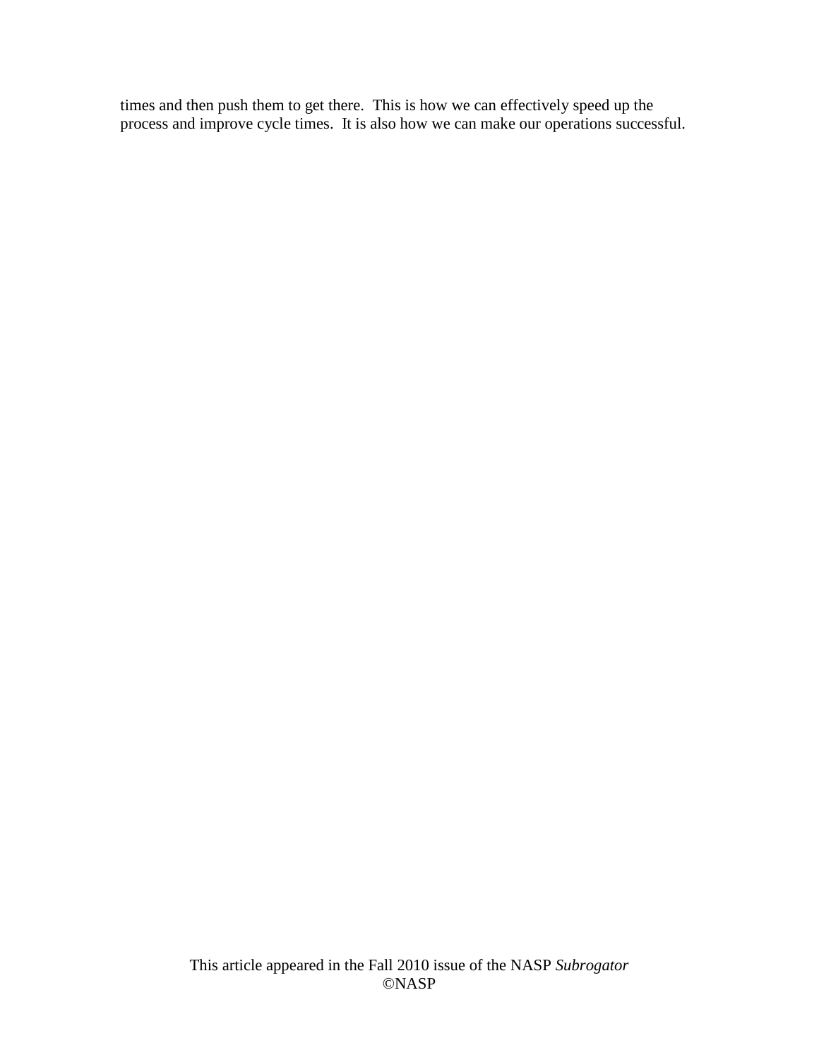times and then push them to get there. This is how we can effectively speed up the process and improve cycle times. It is also how we can make our operations successful.

This article appeared in the Fall 2010 issue of the NASP *Subrogator*
©NASP